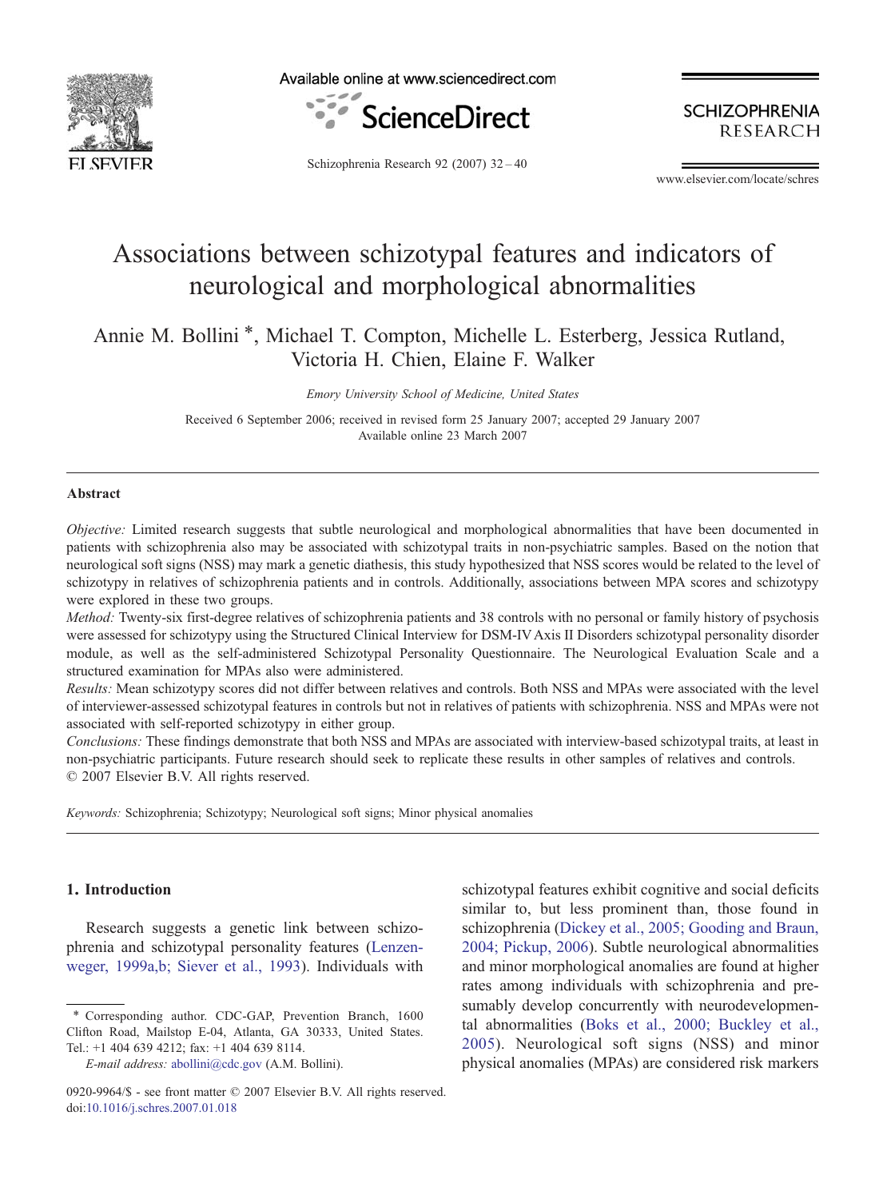# Associations between schizotypal features and indicators of neurological and morphological abnormalities

Annie M. Bollini *, Michael T. Compton, Michelle L. Esterberg, Jessica Rutland, Victoria H. Chien, Elaine F. Walker

*Emory University School of Medicine, United States*

Received 6 September 2006; received in revised form 25 January 2007; accepted 29 January 2007
Available online 23 March 2007

## Abstract

*Objective:* Limited research suggests that subtle neurological and morphological abnormalities that have been documented in patients with schizophrenia also may be associated with schizotypal traits in non-psychiatric samples. Based on the notion that neurological soft signs (NSS) may mark a genetic diathesis, this study hypothesized that NSS scores would be related to the level of schizotypy in relatives of schizophrenia patients and in controls. Additionally, associations between MPA scores and schizotypy were explored in these two groups.

*Method:* Twenty-six first-degree relatives of schizophrenia patients and 38 controls with no personal or family history of psychosis were assessed for schizotypy using the Structured Clinical Interview for DSM-IV Axis II Disorders schizotypal personality disorder module, as well as the self-administered Schizotypal Personality Questionnaire. The Neurological Evaluation Scale and a structured examination for MPAs also were administered.

*Results:* Mean schizotypy scores did not differ between relatives and controls. Both NSS and MPAs were associated with the level of interviewer-assessed schizotypal features in controls but not in relatives of patients with schizophrenia. NSS and MPAs were not associated with self-reported schizotypy in either group.

*Conclusions:* These findings demonstrate that both NSS and MPAs are associated with interview-based schizotypal traits, at least in non-psychiatric participants. Future research should seek to replicate these results in other samples of relatives and controls.
© 2007 Elsevier B.V. All rights reserved.

*Keywords:* Schizophrenia; Schizotypy; Neurological soft signs; Minor physical anomalies

## 1. Introduction

Research suggests a genetic link between schizophrenia and schizotypal personality features (Lenzenweger, 1999a,b; Siever et al., 1993). Individuals with schizotypal features exhibit cognitive and social deficits similar to, but less prominent than, those found in schizophrenia (Dickey et al., 2005; Gooding and Braun, 2004; Pickup, 2006). Subtle neurological abnormalities and minor morphological anomalies are found at higher rates among individuals with schizophrenia and presumably develop concurrently with neurodevelopmental abnormalities (Boks et al., 2000; Buckley et al., 2005). Neurological soft signs (NSS) and minor physical anomalies (MPAs) are considered risk markers

* Corresponding author. CDC-GAP, Prevention Branch, 1600 Clifton Road, Mailstop E-04, Atlanta, GA 30333, United States. Tel.: +1 404 639 4212; fax: +1 404 639 8114.
*E-mail address:* abollini@cdc.gov (A.M. Bollini).

0920-9964/$ - see front matter © 2007 Elsevier B.V. All rights reserved.
doi:10.1016/j.schres.2007.01.018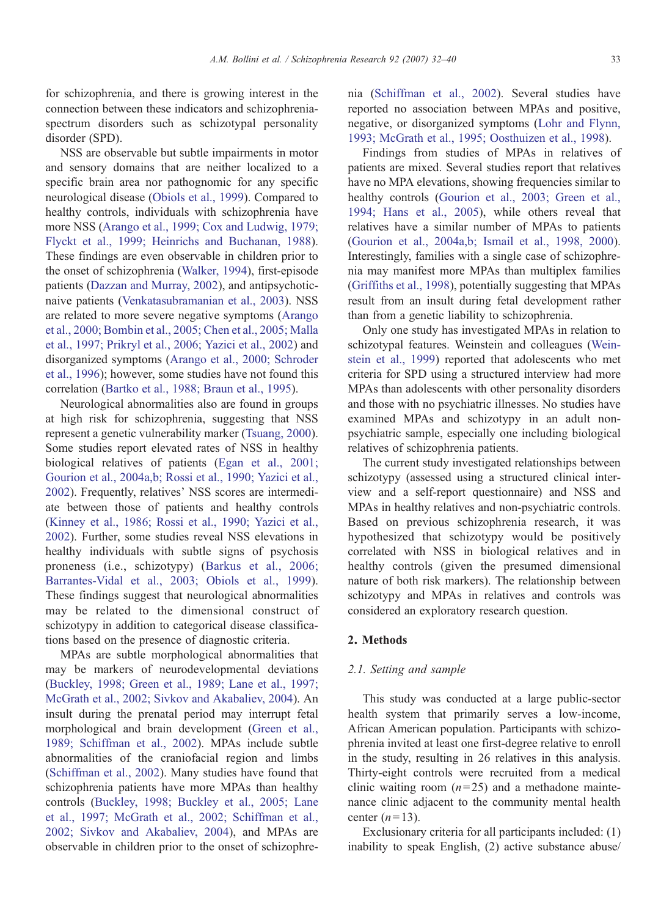for schizophrenia, and there is growing interest in the connection between these indicators and schizophrenia-spectrum disorders such as schizotypal personality disorder (SPD).

NSS are observable but subtle impairments in motor and sensory domains that are neither localized to a specific brain area nor pathognomic for any specific neurological disease (Obiols et al., 1999). Compared to healthy controls, individuals with schizophrenia have more NSS (Arango et al., 1999; Cox and Ludwig, 1979; Flyckt et al., 1999; Heinrichs and Buchanan, 1988). These findings are even observable in children prior to the onset of schizophrenia (Walker, 1994), first-episode patients (Dazzan and Murray, 2002), and antipsychotic-naive patients (Venkatasubramanian et al., 2003). NSS are related to more severe negative symptoms (Arango et al., 2000; Bombin et al., 2005; Chen et al., 2005; Malla et al., 1997; Prikryl et al., 2006; Yazici et al., 2002) and disorganized symptoms (Arango et al., 2000; Schroder et al., 1996); however, some studies have not found this correlation (Bartko et al., 1988; Braun et al., 1995).

Neurological abnormalities also are found in groups at high risk for schizophrenia, suggesting that NSS represent a genetic vulnerability marker (Tsuang, 2000). Some studies report elevated rates of NSS in healthy biological relatives of patients (Egan et al., 2001; Gourion et al., 2004a,b; Rossi et al., 1990; Yazici et al., 2002). Frequently, relatives' NSS scores are intermediate between those of patients and healthy controls (Kinney et al., 1986; Rossi et al., 1990; Yazici et al., 2002). Further, some studies reveal NSS elevations in healthy individuals with subtle signs of psychosis proneness (i.e., schizotypy) (Barkus et al., 2006; Barrantes-Vidal et al., 2003; Obiols et al., 1999). These findings suggest that neurological abnormalities may be related to the dimensional construct of schizotypy in addition to categorical disease classifications based on the presence of diagnostic criteria.

MPAs are subtle morphological abnormalities that may be markers of neurodevelopmental deviations (Buckley, 1998; Green et al., 1989; Lane et al., 1997; McGrath et al., 2002; Sivkov and Akabaliev, 2004). An insult during the prenatal period may interrupt fetal morphological and brain development (Green et al., 1989; Schiffman et al., 2002). MPAs include subtle abnormalities of the craniofacial region and limbs (Schiffman et al., 2002). Many studies have found that schizophrenia patients have more MPAs than healthy controls (Buckley, 1998; Buckley et al., 2005; Lane et al., 1997; McGrath et al., 2002; Schiffman et al., 2002; Sivkov and Akabaliev, 2004), and MPAs are observable in children prior to the onset of schizophrenia (Schiffman et al., 2002). Several studies have reported no association between MPAs and positive, negative, or disorganized symptoms (Lohr and Flynn, 1993; McGrath et al., 1995; Oosthuizen et al., 1998).

Findings from studies of MPAs in relatives of patients are mixed. Several studies report that relatives have no MPA elevations, showing frequencies similar to healthy controls (Gourion et al., 2003; Green et al., 1994; Hans et al., 2005), while others reveal that relatives have a similar number of MPAs to patients (Gourion et al., 2004a,b; Ismail et al., 1998, 2000). Interestingly, families with a single case of schizophrenia may manifest more MPAs than multiplex families (Griffiths et al., 1998), potentially suggesting that MPAs result from an insult during fetal development rather than from a genetic liability to schizophrenia.

Only one study has investigated MPAs in relation to schizotypal features. Weinstein and colleagues (Weinstein et al., 1999) reported that adolescents who met criteria for SPD using a structured interview had more MPAs than adolescents with other personality disorders and those with no psychiatric illnesses. No studies have examined MPAs and schizotypy in an adult non-psychiatric sample, especially one including biological relatives of schizophrenia patients.

The current study investigated relationships between schizotypy (assessed using a structured clinical interview and a self-report questionnaire) and NSS and MPAs in healthy relatives and non-psychiatric controls. Based on previous schizophrenia research, it was hypothesized that schizotypy would be positively correlated with NSS in biological relatives and in healthy controls (given the presumed dimensional nature of both risk markers). The relationship between schizotypy and MPAs in relatives and controls was considered an exploratory research question.

## 2. Methods

### 2.1. Setting and sample

This study was conducted at a large public-sector health system that primarily serves a low-income, African American population. Participants with schizophrenia invited at least one first-degree relative to enroll in the study, resulting in 26 relatives in this analysis. Thirty-eight controls were recruited from a medical clinic waiting room ($n=25$) and a methadone maintenance clinic adjacent to the community mental health center ($n=13$).

Exclusionary criteria for all participants included: (1) inability to speak English, (2) active substance abuse/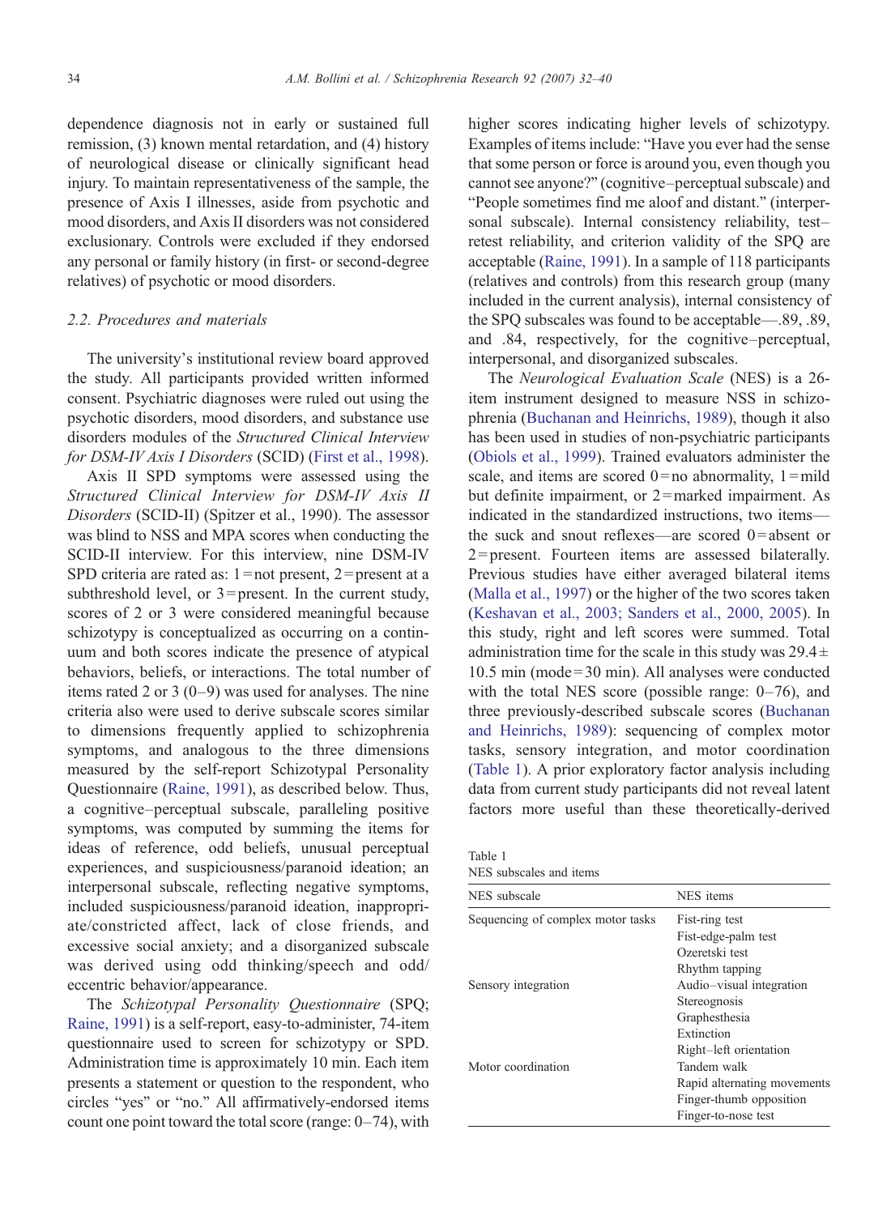dependence diagnosis not in early or sustained full remission, (3) known mental retardation, and (4) history of neurological disease or clinically significant head injury. To maintain representativeness of the sample, the presence of Axis I illnesses, aside from psychotic and mood disorders, and Axis II disorders was not considered exclusionary. Controls were excluded if they endorsed any personal or family history (in first- or second-degree relatives) of psychotic or mood disorders.

### 2.2. Procedures and materials

The university's institutional review board approved the study. All participants provided written informed consent. Psychiatric diagnoses were ruled out using the psychotic disorders, mood disorders, and substance use disorders modules of the *Structured Clinical Interview for DSM-IV Axis I Disorders* (SCID) (First et al., 1998).

Axis II SPD symptoms were assessed using the *Structured Clinical Interview for DSM-IV Axis II Disorders* (SCID-II) (Spitzer et al., 1990). The assessor was blind to NSS and MPA scores when conducting the SCID-II interview. For this interview, nine DSM-IV SPD criteria are rated as: 1 = not present, 2 = present at a subthreshold level, or 3 = present. In the current study, scores of 2 or 3 were considered meaningful because schizotypy is conceptualized as occurring on a continuum and both scores indicate the presence of atypical behaviors, beliefs, or interactions. The total number of items rated 2 or 3 (0–9) was used for analyses. The nine criteria also were used to derive subscale scores similar to dimensions frequently applied to schizophrenia symptoms, and analogous to the three dimensions measured by the self-report Schizotypal Personality Questionnaire (Raine, 1991), as described below. Thus, a cognitive–perceptual subscale, paralleling positive symptoms, was computed by summing the items for ideas of reference, odd beliefs, unusual perceptual experiences, and suspiciousness/paranoid ideation; an interpersonal subscale, reflecting negative symptoms, included suspiciousness/paranoid ideation, inappropriate/constricted affect, lack of close friends, and excessive social anxiety; and a disorganized subscale was derived using odd thinking/speech and odd/eccentric behavior/appearance.

The *Schizotypal Personality Questionnaire* (SPQ; Raine, 1991) is a self-report, easy-to-administer, 74-item questionnaire used to screen for schizotypy or SPD. Administration time is approximately 10 min. Each item presents a statement or question to the respondent, who circles "yes" or "no." All affirmatively-endorsed items count one point toward the total score (range: 0–74), with higher scores indicating higher levels of schizotypy. Examples of items include: "Have you ever had the sense that some person or force is around you, even though you cannot see anyone?" (cognitive–perceptual subscale) and "People sometimes find me aloof and distant." (interpersonal subscale). Internal consistency reliability, test–retest reliability, and criterion validity of the SPQ are acceptable (Raine, 1991). In a sample of 118 participants (relatives and controls) from this research group (many included in the current analysis), internal consistency of the SPQ subscales was found to be acceptable—.89, .89, and .84, respectively, for the cognitive–perceptual, interpersonal, and disorganized subscales.

The *Neurological Evaluation Scale* (NES) is a 26-item instrument designed to measure NSS in schizophrenia (Buchanan and Heinrichs, 1989), though it also has been used in studies of non-psychiatric participants (Obiols et al., 1999). Trained evaluators administer the scale, and items are scored 0 = no abnormality, 1 = mild but definite impairment, or 2 = marked impairment. As indicated in the standardized instructions, two items—the suck and snout reflexes—are scored 0 = absent or 2 = present. Fourteen items are assessed bilaterally. Previous studies have either averaged bilateral items (Malla et al., 1997) or the higher of the two scores taken (Keshavan et al., 2003; Sanders et al., 2000, 2005). In this study, right and left scores were summed. Total administration time for the scale in this study was 29.4 ± 10.5 min (mode = 30 min). All analyses were conducted with the total NES score (possible range: 0–76), and three previously-described subscale scores (Buchanan and Heinrichs, 1989): sequencing of complex motor tasks, sensory integration, and motor coordination (Table 1). A prior exploratory factor analysis including data from current study participants did not reveal latent factors more useful than these theoretically-derived

Table 1
NES subscales and items

| NES subscale | NES items |
|---|---|
| Sequencing of complex motor tasks | Fist-ring test |
| | Fist-edge-palm test |
| | Ozeretski test |
| | Rhythm tapping |
| Sensory integration | Audio–visual integration |
| | Stereognosis |
| | Graphesthesia |
| | Extinction |
| | Right–left orientation |
| Motor coordination | Tandem walk |
| | Rapid alternating movements |
| | Finger-thumb opposition |
| | Finger-to-nose test |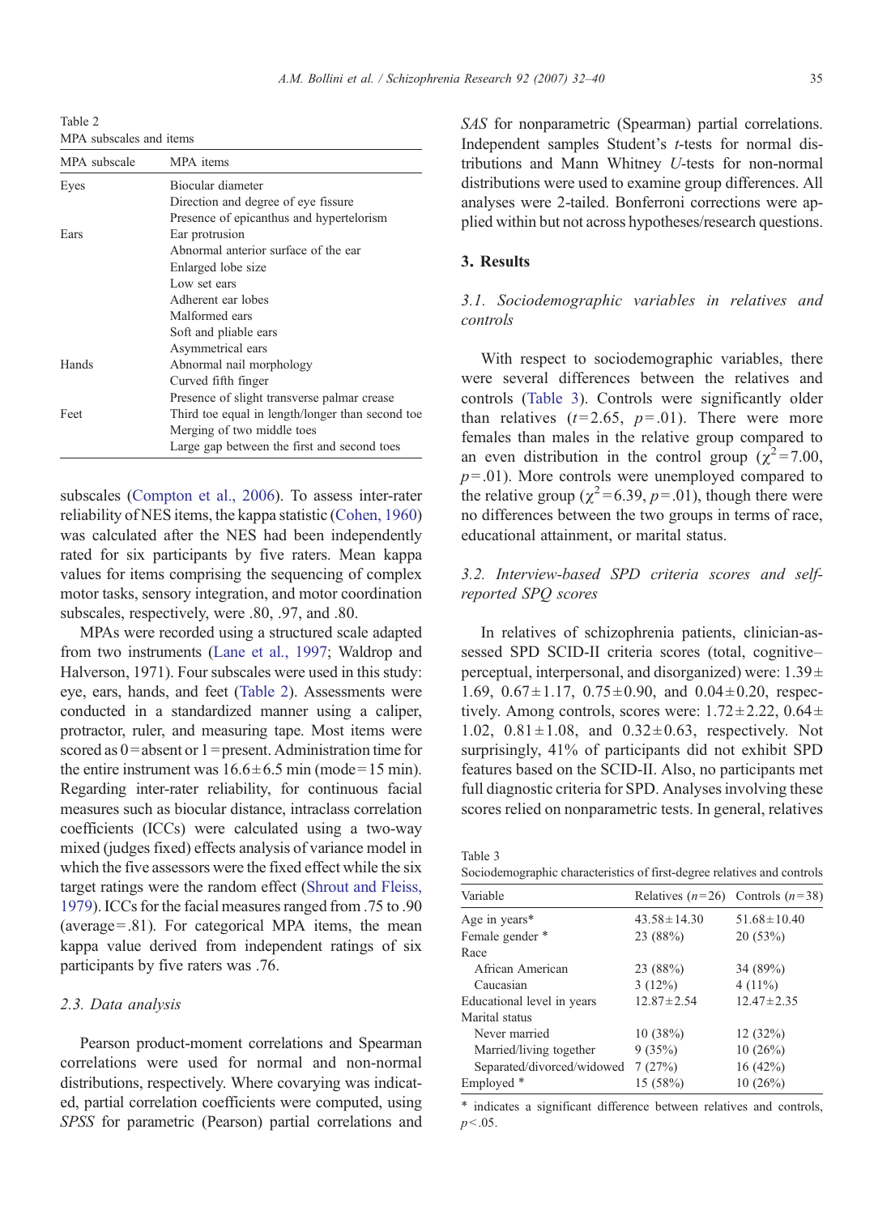Table 2
MPA subscales and items

| MPA subscale | MPA items |
|---|---|
| Eyes | Biocular diameter |
| | Direction and degree of eye fissure |
| | Presence of epicanthus and hypertelorism |
| Ears | Ear protrusion |
| | Abnormal anterior surface of the ear |
| | Enlarged lobe size |
| | Low set ears |
| | Adherent ear lobes |
| | Malformed ears |
| | Soft and pliable ears |
| | Asymmetrical ears |
| Hands | Abnormal nail morphology |
| | Curved fifth finger |
| | Presence of slight transverse palmar crease |
| Feet | Third toe equal in length/longer than second toe |
| | Merging of two middle toes |
| | Large gap between the first and second toes |

subscales (Compton et al., 2006). To assess inter-rater reliability of NES items, the kappa statistic (Cohen, 1960) was calculated after the NES had been independently rated for six participants by five raters. Mean kappa values for items comprising the sequencing of complex motor tasks, sensory integration, and motor coordination subscales, respectively, were .80, .97, and .80.

MPAs were recorded using a structured scale adapted from two instruments (Lane et al., 1997; Waldrop and Halverson, 1971). Four subscales were used in this study: eye, ears, hands, and feet (Table 2). Assessments were conducted in a standardized manner using a caliper, protractor, ruler, and measuring tape. Most items were scored as 0 = absent or 1 = present. Administration time for the entire instrument was 16.6 ± 6.5 min (mode = 15 min). Regarding inter-rater reliability, for continuous facial measures such as biocular distance, intraclass correlation coefficients (ICCs) were calculated using a two-way mixed (judges fixed) effects analysis of variance model in which the five assessors were the fixed effect while the six target ratings were the random effect (Shrout and Fleiss, 1979). ICCs for the facial measures ranged from .75 to .90 (average = .81). For categorical MPA items, the mean kappa value derived from independent ratings of six participants by five raters was .76.

### 2.3. Data analysis

Pearson product-moment correlations and Spearman correlations were used for normal and non-normal distributions, respectively. Where covarying was indicated, partial correlation coefficients were computed, using *SPSS* for parametric (Pearson) partial correlations and *SAS* for nonparametric (Spearman) partial correlations. Independent samples Student's *t*-tests for normal distributions and Mann Whitney *U*-tests for non-normal distributions were used to examine group differences. All analyses were 2-tailed. Bonferroni corrections were applied within but not across hypotheses/research questions.

## 3. Results

### 3.1. Sociodemographic variables in relatives and controls

With respect to sociodemographic variables, there were several differences between the relatives and controls (Table 3). Controls were significantly older than relatives ($t = 2.65$, $p = .01$). There were more females than males in the relative group compared to an even distribution in the control group ($\chi^2 = 7.00$, $p = .01$). More controls were unemployed compared to the relative group ($\chi^2 = 6.39$, $p = .01$), though there were no differences between the two groups in terms of race, educational attainment, or marital status.

### 3.2. Interview-based SPD criteria scores and self-reported SPQ scores

In relatives of schizophrenia patients, clinician-assessed SPD SCID-II criteria scores (total, cognitive–perceptual, interpersonal, and disorganized) were: 1.39 ± 1.69, 0.67 ± 1.17, 0.75 ± 0.90, and 0.04 ± 0.20, respectively. Among controls, scores were: 1.72 ± 2.22, 0.64 ± 1.02, 0.81 ± 1.08, and 0.32 ± 0.63, respectively. Not surprisingly, 41% of participants did not exhibit SPD features based on the SCID-II. Also, no participants met full diagnostic criteria for SPD. Analyses involving these scores relied on nonparametric tests. In general, relatives

Table 3
Sociodemographic characteristics of first-degree relatives and controls

| Variable | Relatives ($n = 26$) | Controls ($n = 38$) |
|---|---|---|
| Age in years* | 43.58 ± 14.30 | 51.68 ± 10.40 |
| Female gender * | 23 (88%) | 20 (53%) |
| Race | | |
| African American | 23 (88%) | 34 (89%) |
| Caucasian | 3 (12%) | 4 (11%) |
| Educational level in years | 12.87 ± 2.54 | 12.47 ± 2.35 |
| Marital status | | |
| Never married | 10 (38%) | 12 (32%) |
| Married/living together | 9 (35%) | 10 (26%) |
| Separated/divorced/widowed | 7 (27%) | 16 (42%) |
| Employed * | 15 (58%) | 10 (26%) |

* indicates a significant difference between relatives and controls, $p < .05$.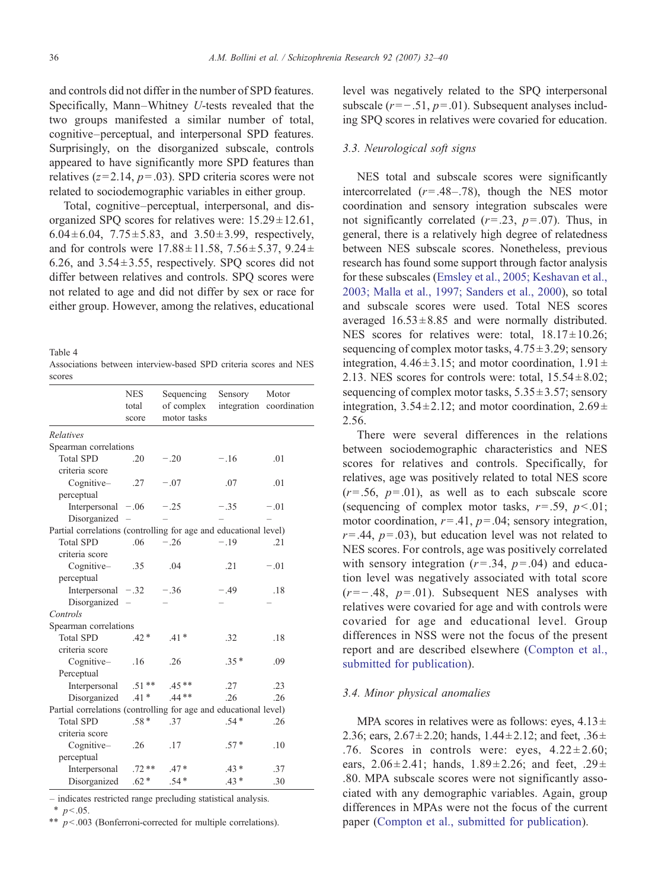and controls did not differ in the number of SPD features. Specifically, Mann–Whitney $U$-tests revealed that the two groups manifested a similar number of total, cognitive–perceptual, and interpersonal SPD features. Surprisingly, on the disorganized subscale, controls appeared to have significantly more SPD features than relatives ($z=2.14$, $p=.03$). SPD criteria scores were not related to sociodemographic variables in either group.

Total, cognitive–perceptual, interpersonal, and disorganized SPQ scores for relatives were: 15.29±12.61, 6.04±6.04, 7.75±5.83, and 3.50±3.99, respectively, and for controls were 17.88±11.58, 7.56±5.37, 9.24±6.26, and 3.54±3.55, respectively. SPQ scores did not differ between relatives and controls. SPQ scores were not related to age and did not differ by sex or race for either group. However, among the relatives, educational level was negatively related to the SPQ interpersonal subscale ($r=-.51$, $p=.01$). Subsequent analyses including SPQ scores in relatives were covaried for education.

Table 4
Associations between interview-based SPD criteria scores and NES scores

| | NES total score | Sequencing of complex motor tasks | Sensory integration | Motor coordination |
|---|---|---|---|---|
| *Relatives* | | | | |
| Spearman correlations | | | | |
| Total SPD criteria score | .20 | −.20 | −.16 | .01 |
| Cognitive–perceptual | .27 | −.07 | .07 | .01 |
| Interpersonal | −.06 | −.25 | −.35 | −.01 |
| Disorganized | – | – | – | – |
| Partial correlations (controlling for age and educational level) | | | | |
| Total SPD criteria score | .06 | −.26 | −.19 | .21 |
| Cognitive–perceptual | .35 | .04 | .21 | −.01 |
| Interpersonal | −.32 | −.36 | −.49 | .18 |
| Disorganized | – | – | – | – |
| *Controls* | | | | |
| Spearman correlations | | | | |
| Total SPD criteria score | .42 * | .41 * | .32 | .18 |
| Cognitive–Perceptual | .16 | .26 | .35 * | .09 |
| Interpersonal | .51 ** | .45 ** | .27 | .23 |
| Disorganized | .41 * | .44 ** | .26 | .26 |
| Partial correlations (controlling for age and educational level) | | | | |
| Total SPD criteria score | .58 * | .37 | .54 * | .26 |
| Cognitive–perceptual | .26 | .17 | .57 * | .10 |
| Interpersonal | .72 ** | .47 * | .43 * | .37 |
| Disorganized | .62 * | .54 * | .43 * | .30 |

– indicates restricted range precluding statistical analysis.
\* $p<.05$.
\*\* $p<.003$ (Bonferroni-corrected for multiple correlations).

### 3.3. Neurological soft signs

NES total and subscale scores were significantly intercorrelated ($r=.48$–$.78$), though the NES motor coordination and sensory integration subscales were not significantly correlated ($r=.23$, $p=.07$). Thus, in general, there is a relatively high degree of relatedness between NES subscale scores. Nonetheless, previous research has found some support through factor analysis for these subscales (Emsley et al., 2005; Keshavan et al., 2003; Malla et al., 1997; Sanders et al., 2000), so total and subscale scores were used. Total NES scores averaged 16.53±8.85 and were normally distributed. NES scores for relatives were: total, 18.17±10.26; sequencing of complex motor tasks, 4.75±3.29; sensory integration, 4.46±3.15; and motor coordination, 1.91±2.13. NES scores for controls were: total, 15.54±8.02; sequencing of complex motor tasks, 5.35±3.57; sensory integration, 3.54±2.12; and motor coordination, 2.69±2.56.

There were several differences in the relations between sociodemographic characteristics and NES scores for relatives and controls. Specifically, for relatives, age was positively related to total NES score ($r=.56$, $p=.01$), as well as to each subscale score (sequencing of complex motor tasks, $r=.59$, $p<.01$; motor coordination, $r=.41$, $p=.04$; sensory integration, $r=.44$, $p=.03$), but education level was not related to NES scores. For controls, age was positively correlated with sensory integration ($r=.34$, $p=.04$) and education level was negatively associated with total score ($r=-.48$, $p=.01$). Subsequent NES analyses with relatives were covaried for age and with controls were covaried for age and educational level. Group differences in NSS were not the focus of the present report and are described elsewhere (Compton et al., submitted for publication).

### 3.4. Minor physical anomalies

MPA scores in relatives were as follows: eyes, 4.13±2.36; ears, 2.67±2.20; hands, 1.44±2.12; and feet, .36±.76. Scores in controls were: eyes, 4.22±2.60; ears, 2.06±2.41; hands, 1.89±2.26; and feet, .29±.80. MPA subscale scores were not significantly associated with any demographic variables. Again, group differences in MPAs were not the focus of the current paper (Compton et al., submitted for publication).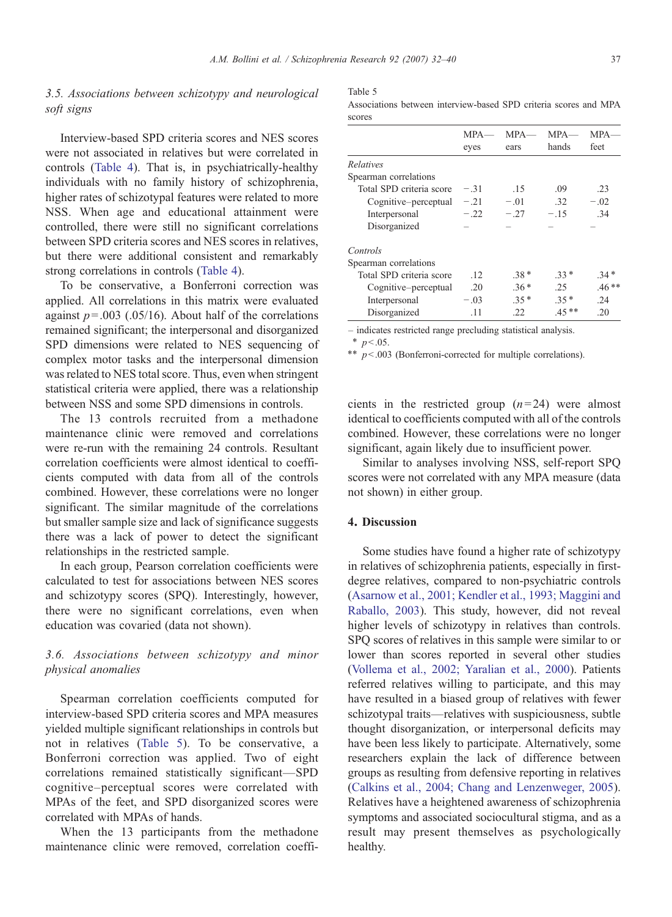### 3.5. Associations between schizotypy and neurological soft signs

Interview-based SPD criteria scores and NES scores were not associated in relatives but were correlated in controls (Table 4). That is, in psychiatrically-healthy individuals with no family history of schizophrenia, higher rates of schizotypal features were related to more NSS. When age and educational attainment were controlled, there were still no significant correlations between SPD criteria scores and NES scores in relatives, but there were additional consistent and remarkably strong correlations in controls (Table 4).

To be conservative, a Bonferroni correction was applied. All correlations in this matrix were evaluated against $p = .003$ (.05/16). About half of the correlations remained significant; the interpersonal and disorganized SPD dimensions were related to NES sequencing of complex motor tasks and the interpersonal dimension was related to NES total score. Thus, even when stringent statistical criteria were applied, there was a relationship between NSS and some SPD dimensions in controls.

The 13 controls recruited from a methadone maintenance clinic were removed and correlations were re-run with the remaining 24 controls. Resultant correlation coefficients were almost identical to coefficients computed with data from all of the controls combined. However, these correlations were no longer significant. The similar magnitude of the correlations but smaller sample size and lack of significance suggests there was a lack of power to detect the significant relationships in the restricted sample.

In each group, Pearson correlation coefficients were calculated to test for associations between NES scores and schizotypy scores (SPQ). Interestingly, however, there were no significant correlations, even when education was covaried (data not shown).

### 3.6. Associations between schizotypy and minor physical anomalies

Spearman correlation coefficients computed for interview-based SPD criteria scores and MPA measures yielded multiple significant relationships in controls but not in relatives (Table 5). To be conservative, a Bonferroni correction was applied. Two of eight correlations remained statistically significant—SPD cognitive–perceptual scores were correlated with MPAs of the feet, and SPD disorganized scores were correlated with MPAs of hands.

When the 13 participants from the methadone maintenance clinic were removed, correlation coefficients in the restricted group ($n = 24$) were almost identical to coefficients computed with all of the controls combined. However, these correlations were no longer significant, again likely due to insufficient power.

Similar to analyses involving NSS, self-report SPQ scores were not correlated with any MPA measure (data not shown) in either group.

Table 5
Associations between interview-based SPD criteria scores and MPA scores

| | MPA—eyes | MPA—ears | MPA—hands | MPA—feet |
|---|---|---|---|---|
| *Relatives* | | | | |
| Spearman correlations | | | | |
| Total SPD criteria score | −.31 | .15 | .09 | .23 |
| Cognitive–perceptual | −.21 | −.01 | .32 | −.02 |
| Interpersonal | −.22 | −.27 | −.15 | .34 |
| Disorganized | – | – | – | – |
| *Controls* | | | | |
| Spearman correlations | | | | |
| Total SPD criteria score | .12 | .38 * | .33 * | .34 * |
| Cognitive–perceptual | .20 | .36 * | .25 | .46 ** |
| Interpersonal | −.03 | .35 * | .35 * | .24 |
| Disorganized | .11 | .22 | .45 ** | .20 |

– indicates restricted range precluding statistical analysis.
\* $p < .05$.
\*\* $p < .003$ (Bonferroni-corrected for multiple correlations).

## 4. Discussion

Some studies have found a higher rate of schizotypy in relatives of schizophrenia patients, especially in first-degree relatives, compared to non-psychiatric controls (Asarnow et al., 2001; Kendler et al., 1993; Maggini and Raballo, 2003). This study, however, did not reveal higher levels of schizotypy in relatives than controls. SPQ scores of relatives in this sample were similar to or lower than scores reported in several other studies (Vollema et al., 2002; Yaralian et al., 2000). Patients referred relatives willing to participate, and this may have resulted in a biased group of relatives with fewer schizotypal traits—relatives with suspiciousness, subtle thought disorganization, or interpersonal deficits may have been less likely to participate. Alternatively, some researchers explain the lack of difference between groups as resulting from defensive reporting in relatives (Calkins et al., 2004; Chang and Lenzenweger, 2005). Relatives have a heightened awareness of schizophrenia symptoms and associated sociocultural stigma, and as a result may present themselves as psychologically healthy.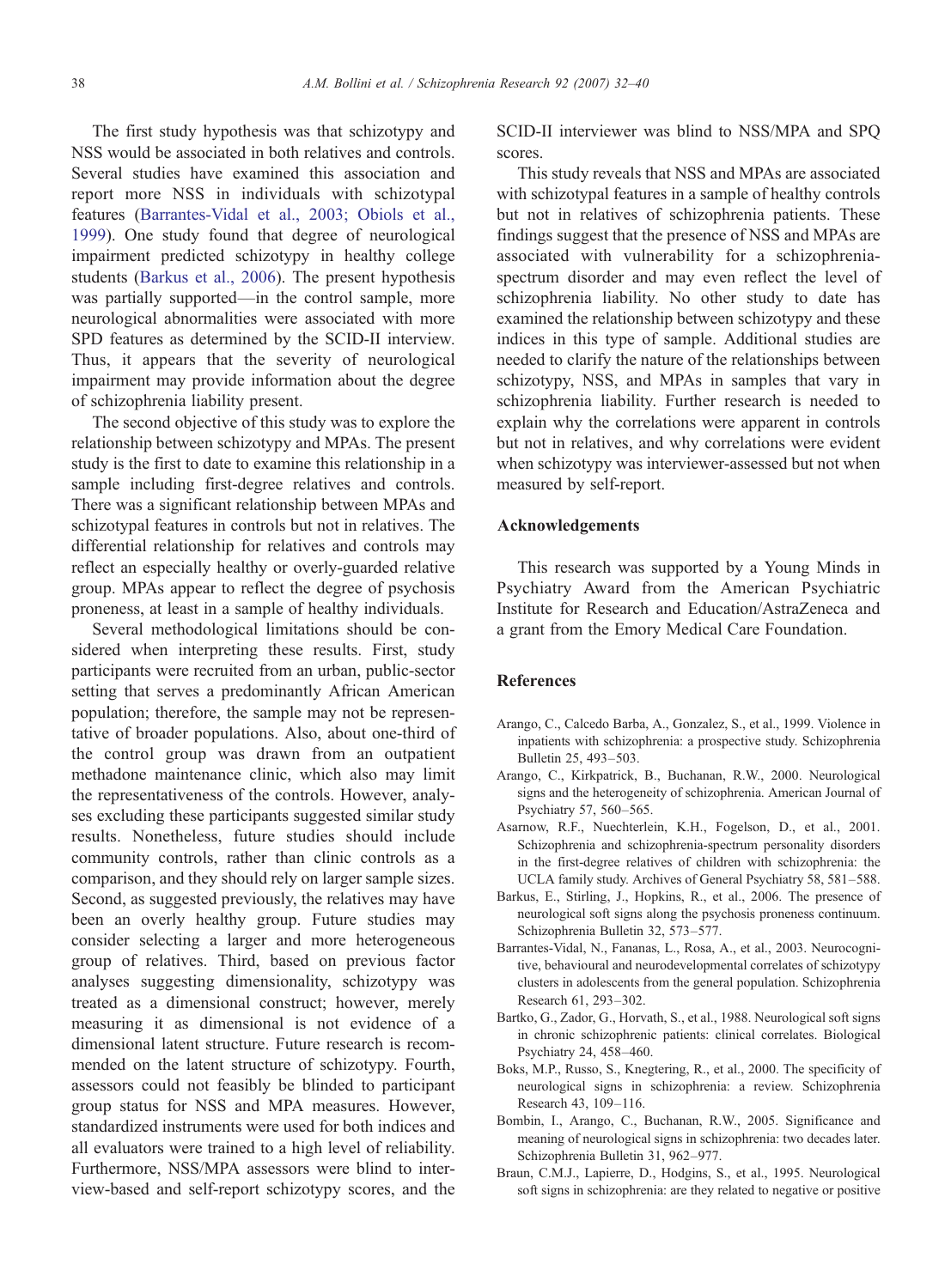The first study hypothesis was that schizotypy and NSS would be associated in both relatives and controls. Several studies have examined this association and report more NSS in individuals with schizotypal features (Barrantes-Vidal et al., 2003; Obiols et al., 1999). One study found that degree of neurological impairment predicted schizotypy in healthy college students (Barkus et al., 2006). The present hypothesis was partially supported—in the control sample, more neurological abnormalities were associated with more SPD features as determined by the SCID-II interview. Thus, it appears that the severity of neurological impairment may provide information about the degree of schizophrenia liability present.

The second objective of this study was to explore the relationship between schizotypy and MPAs. The present study is the first to date to examine this relationship in a sample including first-degree relatives and controls. There was a significant relationship between MPAs and schizotypal features in controls but not in relatives. The differential relationship for relatives and controls may reflect an especially healthy or overly-guarded relative group. MPAs appear to reflect the degree of psychosis proneness, at least in a sample of healthy individuals.

Several methodological limitations should be considered when interpreting these results. First, study participants were recruited from an urban, public-sector setting that serves a predominantly African American population; therefore, the sample may not be representative of broader populations. Also, about one-third of the control group was drawn from an outpatient methadone maintenance clinic, which also may limit the representativeness of the controls. However, analyses excluding these participants suggested similar study results. Nonetheless, future studies should include community controls, rather than clinic controls as a comparison, and they should rely on larger sample sizes. Second, as suggested previously, the relatives may have been an overly healthy group. Future studies may consider selecting a larger and more heterogeneous group of relatives. Third, based on previous factor analyses suggesting dimensionality, schizotypy was treated as a dimensional construct; however, merely measuring it as dimensional is not evidence of a dimensional latent structure. Future research is recommended on the latent structure of schizotypy. Fourth, assessors could not feasibly be blinded to participant group status for NSS and MPA measures. However, standardized instruments were used for both indices and all evaluators were trained to a high level of reliability. Furthermore, NSS/MPA assessors were blind to interview-based and self-report schizotypy scores, and the SCID-II interviewer was blind to NSS/MPA and SPQ scores.

This study reveals that NSS and MPAs are associated with schizotypal features in a sample of healthy controls but not in relatives of schizophrenia patients. These findings suggest that the presence of NSS and MPAs are associated with vulnerability for a schizophrenia-spectrum disorder and may even reflect the level of schizophrenia liability. No other study to date has examined the relationship between schizotypy and these indices in this type of sample. Additional studies are needed to clarify the nature of the relationships between schizotypy, NSS, and MPAs in samples that vary in schizophrenia liability. Further research is needed to explain why the correlations were apparent in controls but not in relatives, and why correlations were evident when schizotypy was interviewer-assessed but not when measured by self-report.

## Acknowledgements

This research was supported by a Young Minds in Psychiatry Award from the American Psychiatric Institute for Research and Education/AstraZeneca and a grant from the Emory Medical Care Foundation.

## References

Arango, C., Calcedo Barba, A., Gonzalez, S., et al., 1999. Violence in inpatients with schizophrenia: a prospective study. Schizophrenia Bulletin 25, 493–503.

Arango, C., Kirkpatrick, B., Buchanan, R.W., 2000. Neurological signs and the heterogeneity of schizophrenia. American Journal of Psychiatry 57, 560–565.

Asarnow, R.F., Nuechterlein, K.H., Fogelson, D., et al., 2001. Schizophrenia and schizophrenia-spectrum personality disorders in the first-degree relatives of children with schizophrenia: the UCLA family study. Archives of General Psychiatry 58, 581–588.

Barkus, E., Stirling, J., Hopkins, R., et al., 2006. The presence of neurological soft signs along the psychosis proneness continuum. Schizophrenia Bulletin 32, 573–577.

Barrantes-Vidal, N., Fananas, L., Rosa, A., et al., 2003. Neurocognitive, behavioural and neurodevelopmental correlates of schizotypy clusters in adolescents from the general population. Schizophrenia Research 61, 293–302.

Bartko, G., Zador, G., Horvath, S., et al., 1988. Neurological soft signs in chronic schizophrenic patients: clinical correlates. Biological Psychiatry 24, 458–460.

Boks, M.P., Russo, S., Knegtering, R., et al., 2000. The specificity of neurological signs in schizophrenia: a review. Schizophrenia Research 43, 109–116.

Bombin, I., Arango, C., Buchanan, R.W., 2005. Significance and meaning of neurological signs in schizophrenia: two decades later. Schizophrenia Bulletin 31, 962–977.

Braun, C.M.J., Lapierre, D., Hodgins, S., et al., 1995. Neurological soft signs in schizophrenia: are they related to negative or positive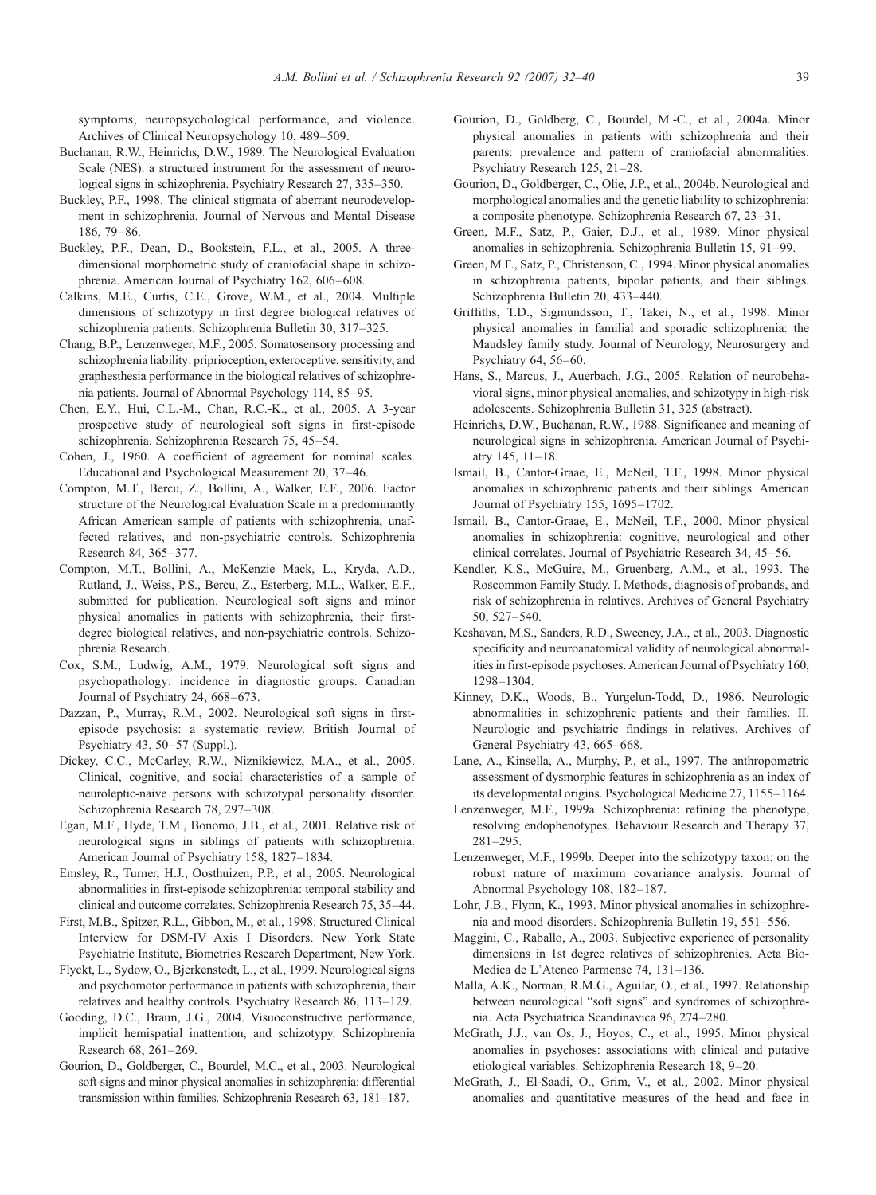symptoms, neuropsychological performance, and violence. Archives of Clinical Neuropsychology 10, 489–509.

Buchanan, R.W., Heinrichs, D.W., 1989. The Neurological Evaluation Scale (NES): a structured instrument for the assessment of neurological signs in schizophrenia. Psychiatry Research 27, 335–350.

Buckley, P.F., 1998. The clinical stigmata of aberrant neurodevelopment in schizophrenia. Journal of Nervous and Mental Disease 186, 79–86.

Buckley, P.F., Dean, D., Bookstein, F.L., et al., 2005. A three-dimensional morphometric study of craniofacial shape in schizophrenia. American Journal of Psychiatry 162, 606–608.

Calkins, M.E., Curtis, C.E., Grove, W.M., et al., 2004. Multiple dimensions of schizotypy in first degree biological relatives of schizophrenia patients. Schizophrenia Bulletin 30, 317–325.

Chang, B.P., Lenzenweger, M.F., 2005. Somatosensory processing and schizophrenia liability: priprioception, exteroceptive, sensitivity, and graphesthesia performance in the biological relatives of schizophrenia patients. Journal of Abnormal Psychology 114, 85–95.

Chen, E.Y., Hui, C.L.-M., Chan, R.C.-K., et al., 2005. A 3-year prospective study of neurological soft signs in first-episode schizophrenia. Schizophrenia Research 75, 45–54.

Cohen, J., 1960. A coefficient of agreement for nominal scales. Educational and Psychological Measurement 20, 37–46.

Compton, M.T., Bercu, Z., Bollini, A., Walker, E.F., 2006. Factor structure of the Neurological Evaluation Scale in a predominantly African American sample of patients with schizophrenia, unaffected relatives, and non-psychiatric controls. Schizophrenia Research 84, 365–377.

Compton, M.T., Bollini, A., McKenzie Mack, L., Kryda, A.D., Rutland, J., Weiss, P.S., Bercu, Z., Esterberg, M.L., Walker, E.F., submitted for publication. Neurological soft signs and minor physical anomalies in patients with schizophrenia, their first-degree biological relatives, and non-psychiatric controls. Schizophrenia Research.

Cox, S.M., Ludwig, A.M., 1979. Neurological soft signs and psychopathology: incidence in diagnostic groups. Canadian Journal of Psychiatry 24, 668–673.

Dazzan, P., Murray, R.M., 2002. Neurological soft signs in first-episode psychosis: a systematic review. British Journal of Psychiatry 43, 50–57 (Suppl.).

Dickey, C.C., McCarley, R.W., Niznikiewicz, M.A., et al., 2005. Clinical, cognitive, and social characteristics of a sample of neuroleptic-naive persons with schizotypal personality disorder. Schizophrenia Research 78, 297–308.

Egan, M.F., Hyde, T.M., Bonomo, J.B., et al., 2001. Relative risk of neurological signs in siblings of patients with schizophrenia. American Journal of Psychiatry 158, 1827–1834.

Emsley, R., Turner, H.J., Oosthuizen, P.P., et al., 2005. Neurological abnormalities in first-episode schizophrenia: temporal stability and clinical and outcome correlates. Schizophrenia Research 75, 35–44.

First, M.B., Spitzer, R.L., Gibbon, M., et al., 1998. Structured Clinical Interview for DSM-IV Axis I Disorders. New York State Psychiatric Institute, Biometrics Research Department, New York.

Flyckt, L., Sydow, O., Bjerkenstedt, L., et al., 1999. Neurological signs and psychomotor performance in patients with schizophrenia, their relatives and healthy controls. Psychiatry Research 86, 113–129.

Gooding, D.C., Braun, J.G., 2004. Visuoconstructive performance, implicit hemispatial inattention, and schizotypy. Schizophrenia Research 68, 261–269.

Gourion, D., Goldberger, C., Bourdel, M.C., et al., 2003. Neurological soft-signs and minor physical anomalies in schizophrenia: differential transmission within families. Schizophrenia Research 63, 181–187.

Gourion, D., Goldberg, C., Bourdel, M.-C., et al., 2004a. Minor physical anomalies in patients with schizophrenia and their parents: prevalence and pattern of craniofacial abnormalities. Psychiatry Research 125, 21–28.

Gourion, D., Goldberger, C., Olie, J.P., et al., 2004b. Neurological and morphological anomalies and the genetic liability to schizophrenia: a composite phenotype. Schizophrenia Research 67, 23–31.

Green, M.F., Satz, P., Gaier, D.J., et al., 1989. Minor physical anomalies in schizophrenia. Schizophrenia Bulletin 15, 91–99.

Green, M.F., Satz, P., Christenson, C., 1994. Minor physical anomalies in schizophrenia patients, bipolar patients, and their siblings. Schizophrenia Bulletin 20, 433–440.

Griffiths, T.D., Sigmundsson, T., Takei, N., et al., 1998. Minor physical anomalies in familial and sporadic schizophrenia: the Maudsley family study. Journal of Neurology, Neurosurgery and Psychiatry 64, 56–60.

Hans, S., Marcus, J., Auerbach, J.G., 2005. Relation of neurobehavioral signs, minor physical anomalies, and schizotypy in high-risk adolescents. Schizophrenia Bulletin 31, 325 (abstract).

Heinrichs, D.W., Buchanan, R.W., 1988. Significance and meaning of neurological signs in schizophrenia. American Journal of Psychiatry 145, 11–18.

Ismail, B., Cantor-Graae, E., McNeil, T.F., 1998. Minor physical anomalies in schizophrenic patients and their siblings. American Journal of Psychiatry 155, 1695–1702.

Ismail, B., Cantor-Graae, E., McNeil, T.F., 2000. Minor physical anomalies in schizophrenia: cognitive, neurological and other clinical correlates. Journal of Psychiatric Research 34, 45–56.

Kendler, K.S., McGuire, M., Gruenberg, A.M., et al., 1993. The Roscommon Family Study. I. Methods, diagnosis of probands, and risk of schizophrenia in relatives. Archives of General Psychiatry 50, 527–540.

Keshavan, M.S., Sanders, R.D., Sweeney, J.A., et al., 2003. Diagnostic specificity and neuroanatomical validity of neurological abnormalities in first-episode psychoses. American Journal of Psychiatry 160, 1298–1304.

Kinney, D.K., Woods, B., Yurgelun-Todd, D., 1986. Neurologic abnormalities in schizophrenic patients and their families. II. Neurologic and psychiatric findings in relatives. Archives of General Psychiatry 43, 665–668.

Lane, A., Kinsella, A., Murphy, P., et al., 1997. The anthropometric assessment of dysmorphic features in schizophrenia as an index of its developmental origins. Psychological Medicine 27, 1155–1164.

Lenzenweger, M.F., 1999a. Schizophrenia: refining the phenotype, resolving endophenotypes. Behaviour Research and Therapy 37, 281–295.

Lenzenweger, M.F., 1999b. Deeper into the schizotypy taxon: on the robust nature of maximum covariance analysis. Journal of Abnormal Psychology 108, 182–187.

Lohr, J.B., Flynn, K., 1993. Minor physical anomalies in schizophrenia and mood disorders. Schizophrenia Bulletin 19, 551–556.

Maggini, C., Raballo, A., 2003. Subjective experience of personality dimensions in 1st degree relatives of schizophrenics. Acta Bio-Medica de L'Ateneo Parmense 74, 131–136.

Malla, A.K., Norman, R.M.G., Aguilar, O., et al., 1997. Relationship between neurological "soft signs" and syndromes of schizophrenia. Acta Psychiatrica Scandinavica 96, 274–280.

McGrath, J.J., van Os, J., Hoyos, C., et al., 1995. Minor physical anomalies in psychoses: associations with clinical and putative etiological variables. Schizophrenia Research 18, 9–20.

McGrath, J., El-Saadi, O., Grim, V., et al., 2002. Minor physical anomalies and quantitative measures of the head and face in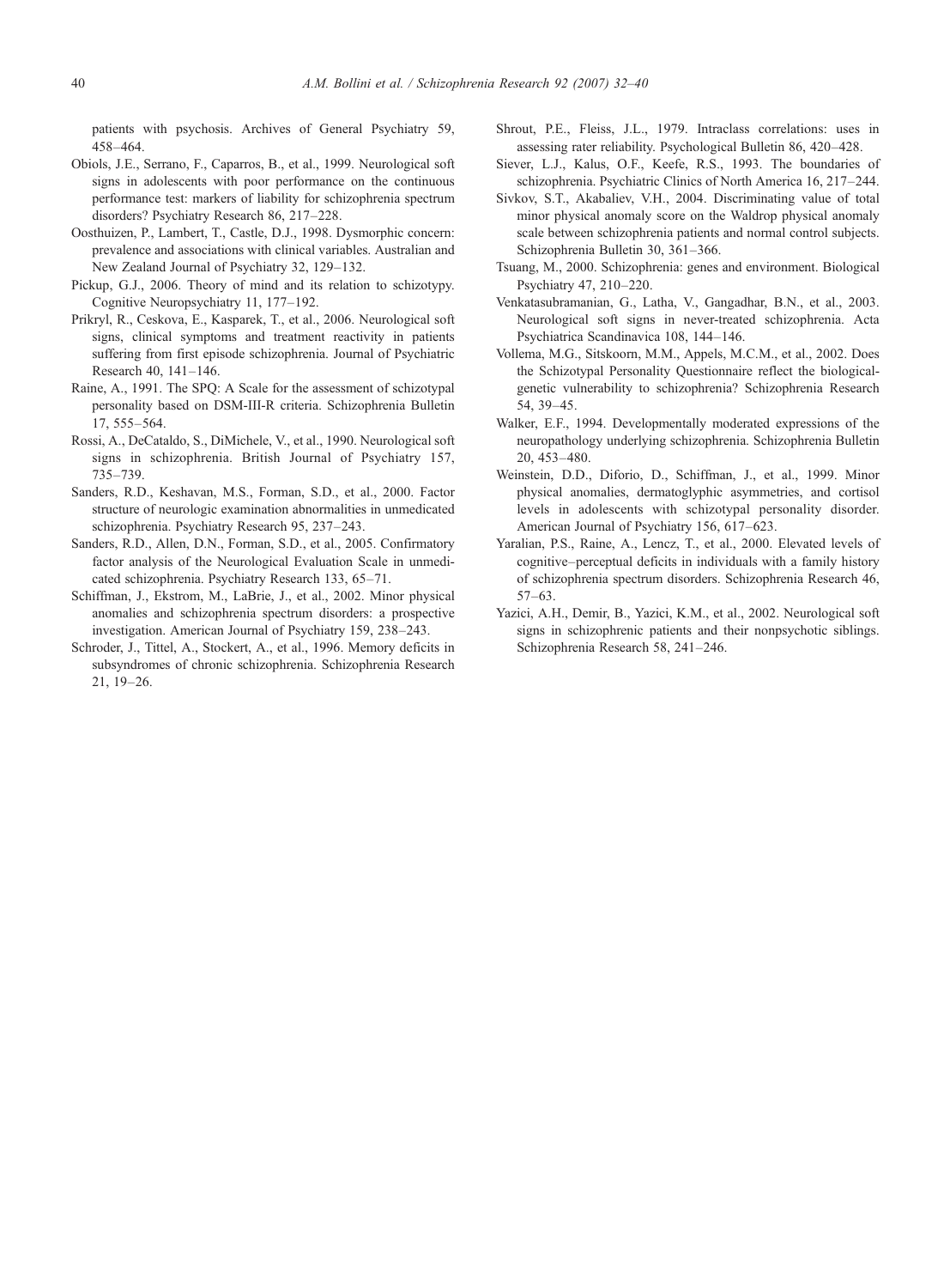patients with psychosis. Archives of General Psychiatry 59, 458–464.

Obiols, J.E., Serrano, F., Caparros, B., et al., 1999. Neurological soft signs in adolescents with poor performance on the continuous performance test: markers of liability for schizophrenia spectrum disorders? Psychiatry Research 86, 217–228.

Oosthuizen, P., Lambert, T., Castle, D.J., 1998. Dysmorphic concern: prevalence and associations with clinical variables. Australian and New Zealand Journal of Psychiatry 32, 129–132.

Pickup, G.J., 2006. Theory of mind and its relation to schizotypy. Cognitive Neuropsychiatry 11, 177–192.

Prikryl, R., Ceskova, E., Kasparek, T., et al., 2006. Neurological soft signs, clinical symptoms and treatment reactivity in patients suffering from first episode schizophrenia. Journal of Psychiatric Research 40, 141–146.

Raine, A., 1991. The SPQ: A Scale for the assessment of schizotypal personality based on DSM-III-R criteria. Schizophrenia Bulletin 17, 555–564.

Rossi, A., DeCataldo, S., DiMichele, V., et al., 1990. Neurological soft signs in schizophrenia. British Journal of Psychiatry 157, 735–739.

Sanders, R.D., Keshavan, M.S., Forman, S.D., et al., 2000. Factor structure of neurologic examination abnormalities in unmedicated schizophrenia. Psychiatry Research 95, 237–243.

Sanders, R.D., Allen, D.N., Forman, S.D., et al., 2005. Confirmatory factor analysis of the Neurological Evaluation Scale in unmedicated schizophrenia. Psychiatry Research 133, 65–71.

Schiffman, J., Ekstrom, M., LaBrie, J., et al., 2002. Minor physical anomalies and schizophrenia spectrum disorders: a prospective investigation. American Journal of Psychiatry 159, 238–243.

Schroder, J., Tittel, A., Stockert, A., et al., 1996. Memory deficits in subsyndromes of chronic schizophrenia. Schizophrenia Research 21, 19–26.

Shrout, P.E., Fleiss, J.L., 1979. Intraclass correlations: uses in assessing rater reliability. Psychological Bulletin 86, 420–428.

Siever, L.J., Kalus, O.F., Keefe, R.S., 1993. The boundaries of schizophrenia. Psychiatric Clinics of North America 16, 217–244.

Sivkov, S.T., Akabaliev, V.H., 2004. Discriminating value of total minor physical anomaly score on the Waldrop physical anomaly scale between schizophrenia patients and normal control subjects. Schizophrenia Bulletin 30, 361–366.

Tsuang, M., 2000. Schizophrenia: genes and environment. Biological Psychiatry 47, 210–220.

Venkatasubramanian, G., Latha, V., Gangadhar, B.N., et al., 2003. Neurological soft signs in never-treated schizophrenia. Acta Psychiatrica Scandinavica 108, 144–146.

Vollema, M.G., Sitskoorn, M.M., Appels, M.C.M., et al., 2002. Does the Schizotypal Personality Questionnaire reflect the biological-genetic vulnerability to schizophrenia? Schizophrenia Research 54, 39–45.

Walker, E.F., 1994. Developmentally moderated expressions of the neuropathology underlying schizophrenia. Schizophrenia Bulletin 20, 453–480.

Weinstein, D.D., Diforio, D., Schiffman, J., et al., 1999. Minor physical anomalies, dermatoglyphic asymmetries, and cortisol levels in adolescents with schizotypal personality disorder. American Journal of Psychiatry 156, 617–623.

Yaralian, P.S., Raine, A., Lencz, T., et al., 2000. Elevated levels of cognitive–perceptual deficits in individuals with a family history of schizophrenia spectrum disorders. Schizophrenia Research 46, 57–63.

Yazici, A.H., Demir, B., Yazici, K.M., et al., 2002. Neurological soft signs in schizophrenic patients and their nonpsychotic siblings. Schizophrenia Research 58, 241–246.